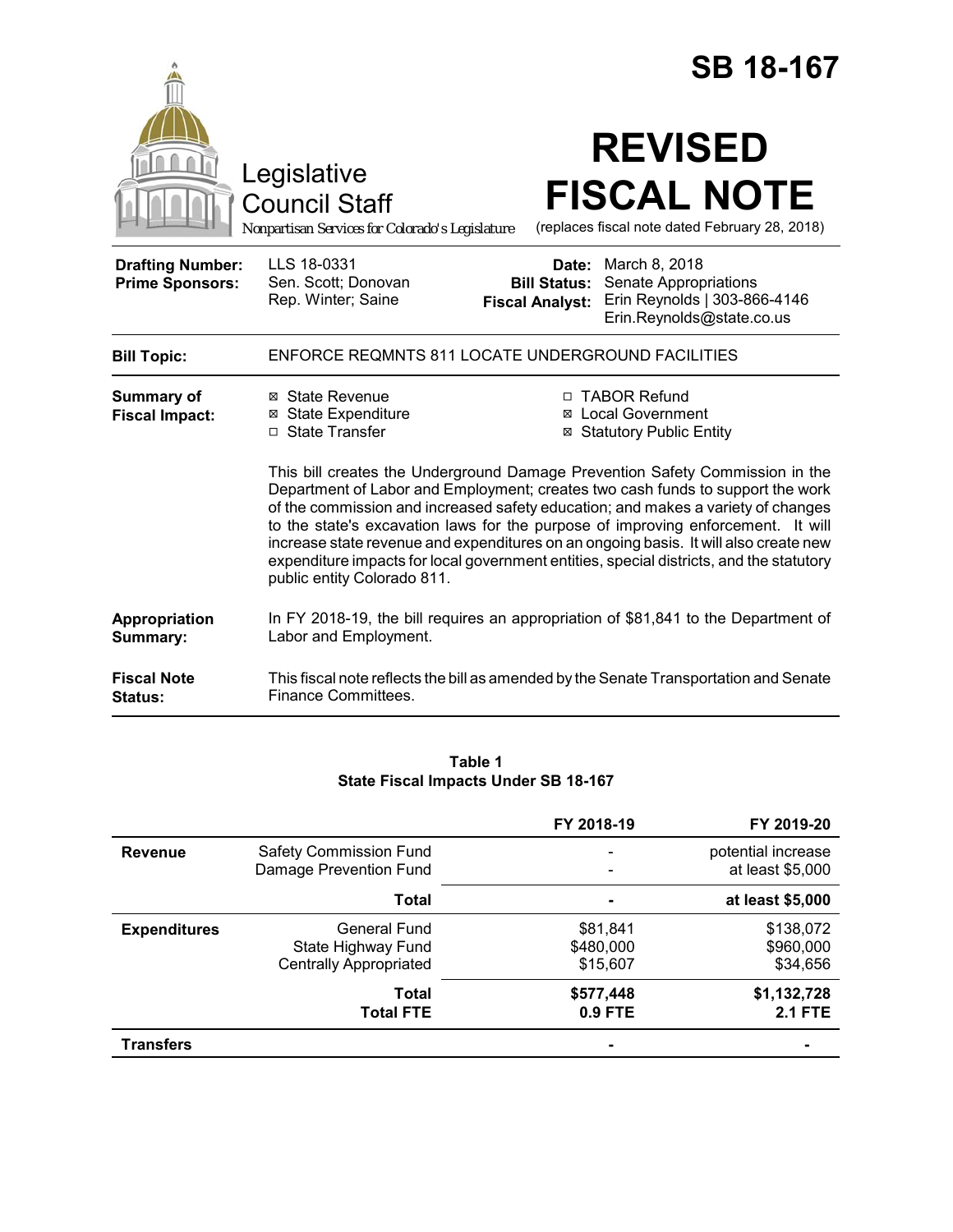# SB 18-167

Legislative Council Staff

*Nonpartisan Services for Colorado's Legislature*

# REVISED FISCAL NOTE

(replaces fiscal note dated February 28, 2018)

| | | | |
|---|---|---|---|
| **Drafting Number:** | LLS 18-0331 | **Date:** | March 8, 2018 |
| **Prime Sponsors:** | Sen. Scott; Donovan<br>Rep. Winter; Saine | **Bill Status:** | Senate Appropriations |
| | | **Fiscal Analyst:** | Erin Reynolds \| 303-866-4146<br>Erin.Reynolds@state.co.us |

**Bill Topic:** ENFORCE REQMNTS 811 LOCATE UNDERGROUND FACILITIES

**Summary of Fiscal Impact:**

- ☒ State Revenue
- ☒ State Expenditure
- ☐ State Transfer
- ☐ TABOR Refund
- ☒ Local Government
- ☒ Statutory Public Entity

This bill creates the Underground Damage Prevention Safety Commission in the Department of Labor and Employment; creates two cash funds to support the work of the commission and increased safety education; and makes a variety of changes to the state's excavation laws for the purpose of improving enforcement. It will increase state revenue and expenditures on an ongoing basis. It will also create new expenditure impacts for local government entities, special districts, and the statutory public entity Colorado 811.

**Appropriation Summary:** In FY 2018-19, the bill requires an appropriation of $81,841 to the Department of Labor and Employment.

**Fiscal Note Status:** This fiscal note reflects the bill as amended by the Senate Transportation and Senate Finance Committees.

**Table 1**
**State Fiscal Impacts Under SB 18-167**

| | | FY 2018-19 | FY 2019-20 |
|---|---|---|---|
| **Revenue** | Safety Commission Fund | - | potential increase |
| | Damage Prevention Fund | - | at least $5,000 |
| | **Total** | **-** | **at least $5,000** |
| **Expenditures** | General Fund | $81,841 | $138,072 |
| | State Highway Fund | $480,000 | $960,000 |
| | Centrally Appropriated | $15,607 | $34,656 |
| | **Total** | **$577,448** | **$1,132,728** |
| | **Total FTE** | **0.9 FTE** | **2.1 FTE** |
| **Transfers** | | - | - |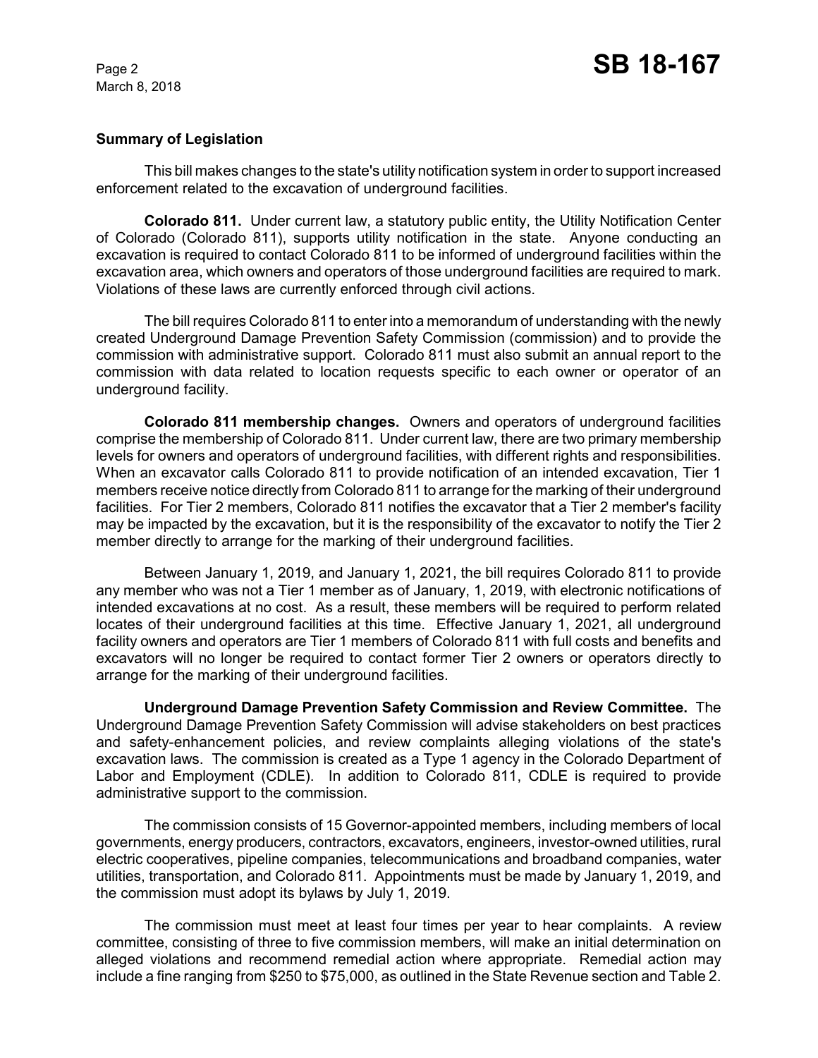**Summary of Legislation**

This bill makes changes to the state's utility notification system in order to support increased enforcement related to the excavation of underground facilities.

**Colorado 811.** Under current law, a statutory public entity, the Utility Notification Center of Colorado (Colorado 811), supports utility notification in the state. Anyone conducting an excavation is required to contact Colorado 811 to be informed of underground facilities within the excavation area, which owners and operators of those underground facilities are required to mark. Violations of these laws are currently enforced through civil actions.

The bill requires Colorado 811 to enter into a memorandum of understanding with the newly created Underground Damage Prevention Safety Commission (commission) and to provide the commission with administrative support. Colorado 811 must also submit an annual report to the commission with data related to location requests specific to each owner or operator of an underground facility.

**Colorado 811 membership changes.** Owners and operators of underground facilities comprise the membership of Colorado 811. Under current law, there are two primary membership levels for owners and operators of underground facilities, with different rights and responsibilities. When an excavator calls Colorado 811 to provide notification of an intended excavation, Tier 1 members receive notice directly from Colorado 811 to arrange for the marking of their underground facilities. For Tier 2 members, Colorado 811 notifies the excavator that a Tier 2 member's facility may be impacted by the excavation, but it is the responsibility of the excavator to notify the Tier 2 member directly to arrange for the marking of their underground facilities.

Between January 1, 2019, and January 1, 2021, the bill requires Colorado 811 to provide any member who was not a Tier 1 member as of January, 1, 2019, with electronic notifications of intended excavations at no cost. As a result, these members will be required to perform related locates of their underground facilities at this time. Effective January 1, 2021, all underground facility owners and operators are Tier 1 members of Colorado 811 with full costs and benefits and excavators will no longer be required to contact former Tier 2 owners or operators directly to arrange for the marking of their underground facilities.

**Underground Damage Prevention Safety Commission and Review Committee.** The Underground Damage Prevention Safety Commission will advise stakeholders on best practices and safety-enhancement policies, and review complaints alleging violations of the state's excavation laws. The commission is created as a Type 1 agency in the Colorado Department of Labor and Employment (CDLE). In addition to Colorado 811, CDLE is required to provide administrative support to the commission.

The commission consists of 15 Governor-appointed members, including members of local governments, energy producers, contractors, excavators, engineers, investor-owned utilities, rural electric cooperatives, pipeline companies, telecommunications and broadband companies, water utilities, transportation, and Colorado 811. Appointments must be made by January 1, 2019, and the commission must adopt its bylaws by July 1, 2019.

The commission must meet at least four times per year to hear complaints. A review committee, consisting of three to five commission members, will make an initial determination on alleged violations and recommend remedial action where appropriate. Remedial action may include a fine ranging from $250 to $75,000, as outlined in the State Revenue section and Table 2.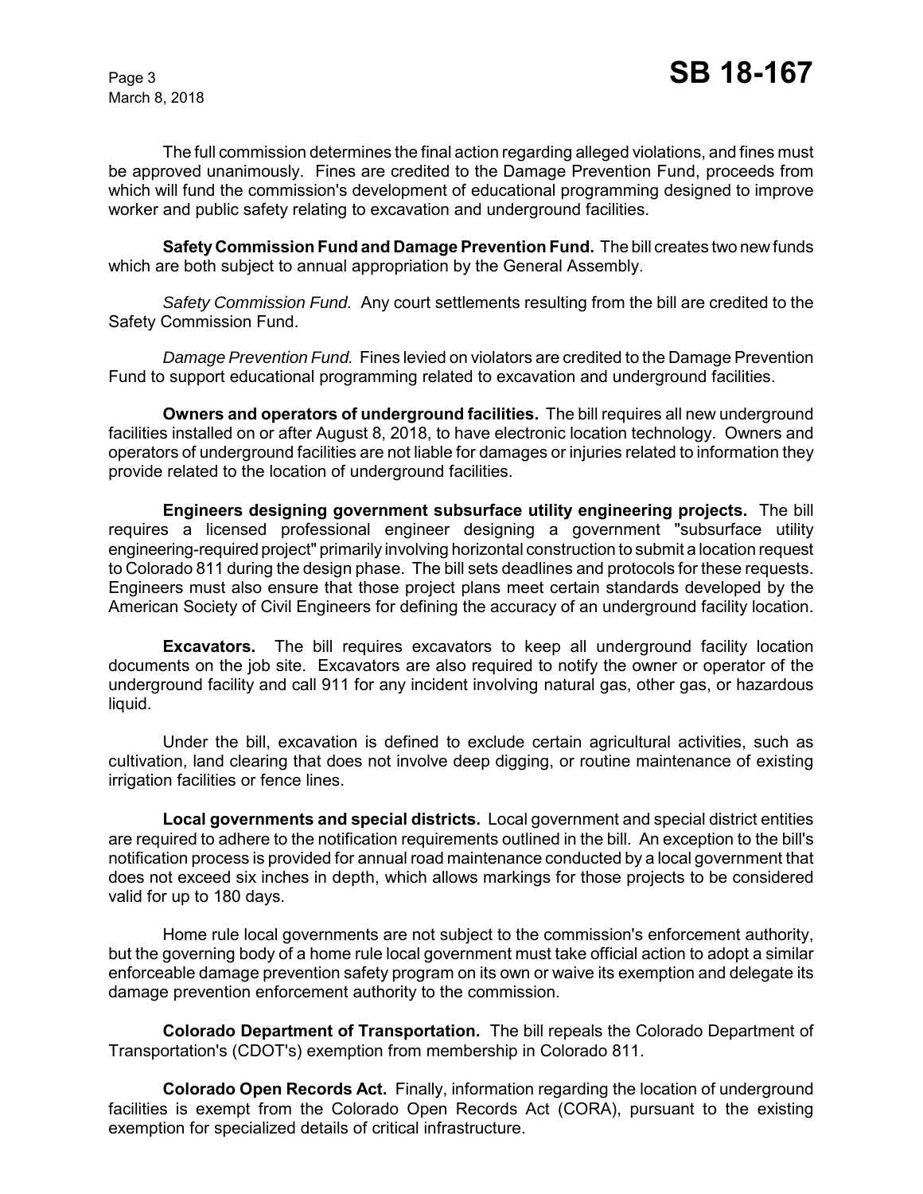The full commission determines the final action regarding alleged violations, and fines must be approved unanimously. Fines are credited to the Damage Prevention Fund, proceeds from which will fund the commission's development of educational programming designed to improve worker and public safety relating to excavation and underground facilities.

**Safety Commission Fund and Damage Prevention Fund.** The bill creates two new funds which are both subject to annual appropriation by the General Assembly.

*Safety Commission Fund.* Any court settlements resulting from the bill are credited to the Safety Commission Fund.

*Damage Prevention Fund.* Fines levied on violators are credited to the Damage Prevention Fund to support educational programming related to excavation and underground facilities.

**Owners and operators of underground facilities.** The bill requires all new underground facilities installed on or after August 8, 2018, to have electronic location technology. Owners and operators of underground facilities are not liable for damages or injuries related to information they provide related to the location of underground facilities.

**Engineers designing government subsurface utility engineering projects.** The bill requires a licensed professional engineer designing a government "subsurface utility engineering-required project" primarily involving horizontal construction to submit a location request to Colorado 811 during the design phase. The bill sets deadlines and protocols for these requests. Engineers must also ensure that those project plans meet certain standards developed by the American Society of Civil Engineers for defining the accuracy of an underground facility location.

**Excavators.** The bill requires excavators to keep all underground facility location documents on the job site. Excavators are also required to notify the owner or operator of the underground facility and call 911 for any incident involving natural gas, other gas, or hazardous liquid.

Under the bill, excavation is defined to exclude certain agricultural activities, such as cultivation, land clearing that does not involve deep digging, or routine maintenance of existing irrigation facilities or fence lines.

**Local governments and special districts.** Local government and special district entities are required to adhere to the notification requirements outlined in the bill. An exception to the bill's notification process is provided for annual road maintenance conducted by a local government that does not exceed six inches in depth, which allows markings for those projects to be considered valid for up to 180 days.

Home rule local governments are not subject to the commission's enforcement authority, but the governing body of a home rule local government must take official action to adopt a similar enforceable damage prevention safety program on its own or waive its exemption and delegate its damage prevention enforcement authority to the commission.

**Colorado Department of Transportation.** The bill repeals the Colorado Department of Transportation's (CDOT's) exemption from membership in Colorado 811.

**Colorado Open Records Act.** Finally, information regarding the location of underground facilities is exempt from the Colorado Open Records Act (CORA), pursuant to the existing exemption for specialized details of critical infrastructure.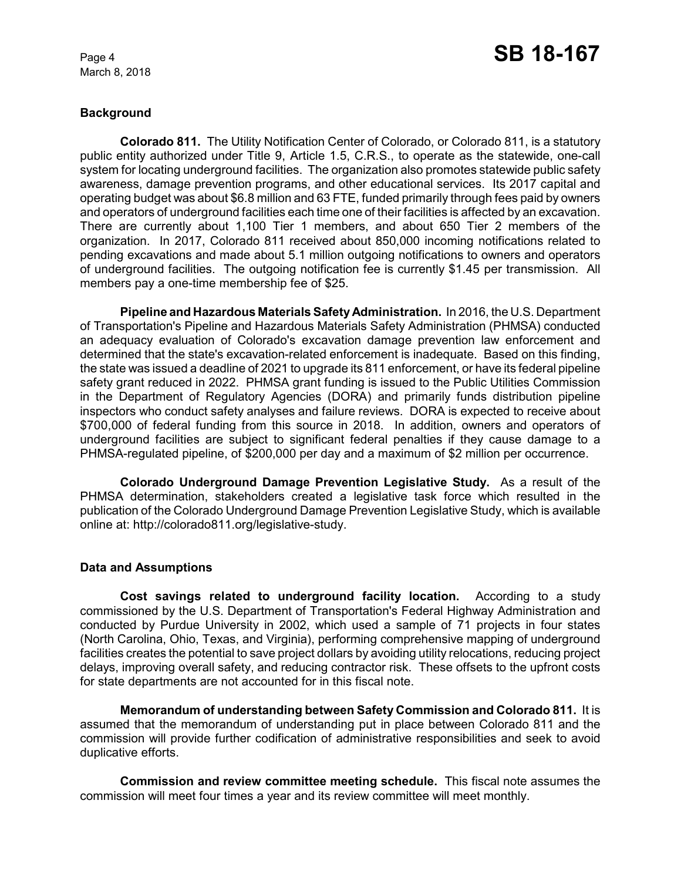## Background

**Colorado 811.** The Utility Notification Center of Colorado, or Colorado 811, is a statutory public entity authorized under Title 9, Article 1.5, C.R.S., to operate as the statewide, one-call system for locating underground facilities. The organization also promotes statewide public safety awareness, damage prevention programs, and other educational services. Its 2017 capital and operating budget was about $6.8 million and 63 FTE, funded primarily through fees paid by owners and operators of underground facilities each time one of their facilities is affected by an excavation. There are currently about 1,100 Tier 1 members, and about 650 Tier 2 members of the organization. In 2017, Colorado 811 received about 850,000 incoming notifications related to pending excavations and made about 5.1 million outgoing notifications to owners and operators of underground facilities. The outgoing notification fee is currently $1.45 per transmission. All members pay a one-time membership fee of $25.

**Pipeline and Hazardous Materials Safety Administration.** In 2016, the U.S. Department of Transportation's Pipeline and Hazardous Materials Safety Administration (PHMSA) conducted an adequacy evaluation of Colorado's excavation damage prevention law enforcement and determined that the state's excavation-related enforcement is inadequate. Based on this finding, the state was issued a deadline of 2021 to upgrade its 811 enforcement, or have its federal pipeline safety grant reduced in 2022. PHMSA grant funding is issued to the Public Utilities Commission in the Department of Regulatory Agencies (DORA) and primarily funds distribution pipeline inspectors who conduct safety analyses and failure reviews. DORA is expected to receive about $700,000 of federal funding from this source in 2018. In addition, owners and operators of underground facilities are subject to significant federal penalties if they cause damage to a PHMSA-regulated pipeline, of $200,000 per day and a maximum of $2 million per occurrence.

**Colorado Underground Damage Prevention Legislative Study.** As a result of the PHMSA determination, stakeholders created a legislative task force which resulted in the publication of the Colorado Underground Damage Prevention Legislative Study, which is available online at: http://colorado811.org/legislative-study.

## Data and Assumptions

**Cost savings related to underground facility location.** According to a study commissioned by the U.S. Department of Transportation's Federal Highway Administration and conducted by Purdue University in 2002, which used a sample of 71 projects in four states (North Carolina, Ohio, Texas, and Virginia), performing comprehensive mapping of underground facilities creates the potential to save project dollars by avoiding utility relocations, reducing project delays, improving overall safety, and reducing contractor risk. These offsets to the upfront costs for state departments are not accounted for in this fiscal note.

**Memorandum of understanding between Safety Commission and Colorado 811.** It is assumed that the memorandum of understanding put in place between Colorado 811 and the commission will provide further codification of administrative responsibilities and seek to avoid duplicative efforts.

**Commission and review committee meeting schedule.** This fiscal note assumes the commission will meet four times a year and its review committee will meet monthly.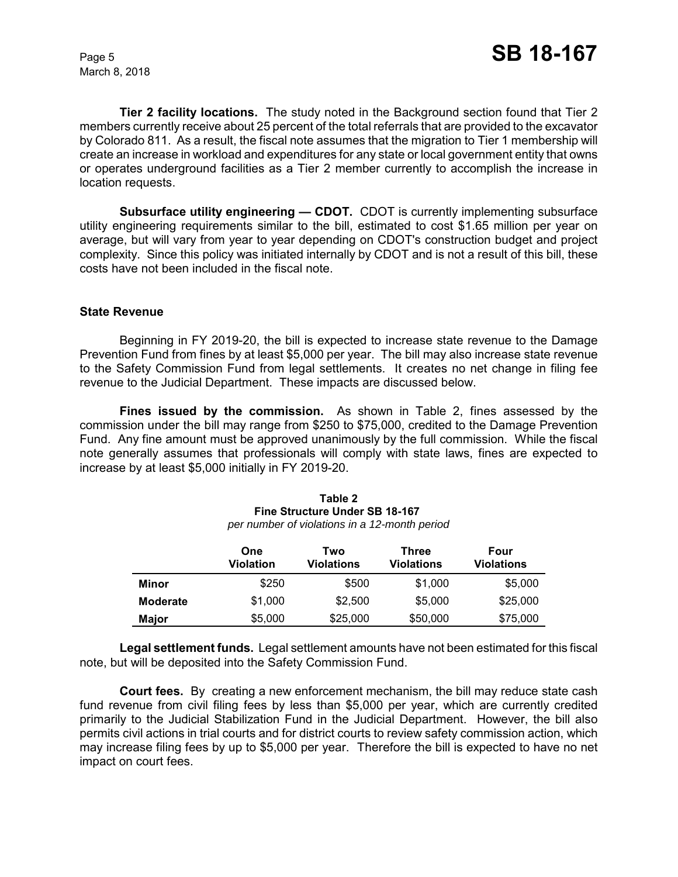**Tier 2 facility locations.** The study noted in the Background section found that Tier 2 members currently receive about 25 percent of the total referrals that are provided to the excavator by Colorado 811. As a result, the fiscal note assumes that the migration to Tier 1 membership will create an increase in workload and expenditures for any state or local government entity that owns or operates underground facilities as a Tier 2 member currently to accomplish the increase in location requests.

**Subsurface utility engineering — CDOT.** CDOT is currently implementing subsurface utility engineering requirements similar to the bill, estimated to cost $1.65 million per year on average, but will vary from year to year depending on CDOT's construction budget and project complexity. Since this policy was initiated internally by CDOT and is not a result of this bill, these costs have not been included in the fiscal note.

### State Revenue

Beginning in FY 2019-20, the bill is expected to increase state revenue to the Damage Prevention Fund from fines by at least $5,000 per year. The bill may also increase state revenue to the Safety Commission Fund from legal settlements. It creates no net change in filing fee revenue to the Judicial Department. These impacts are discussed below.

**Fines issued by the commission.** As shown in Table 2, fines assessed by the commission under the bill may range from $250 to $75,000, credited to the Damage Prevention Fund. Any fine amount must be approved unanimously by the full commission. While the fiscal note generally assumes that professionals will comply with state laws, fines are expected to increase by at least $5,000 initially in FY 2019-20.

**Table 2**
**Fine Structure Under SB 18-167**
*per number of violations in a 12-month period*

| | One Violation | Two Violations | Three Violations | Four Violations |
|---|---|---|---|---|
| **Minor** | $250 | $500 | $1,000 | $5,000 |
| **Moderate** | $1,000 | $2,500 | $5,000 | $25,000 |
| **Major** | $5,000 | $25,000 | $50,000 | $75,000 |

**Legal settlement funds.** Legal settlement amounts have not been estimated for this fiscal note, but will be deposited into the Safety Commission Fund.

**Court fees.** By creating a new enforcement mechanism, the bill may reduce state cash fund revenue from civil filing fees by less than $5,000 per year, which are currently credited primarily to the Judicial Stabilization Fund in the Judicial Department. However, the bill also permits civil actions in trial courts and for district courts to review safety commission action, which may increase filing fees by up to $5,000 per year. Therefore the bill is expected to have no net impact on court fees.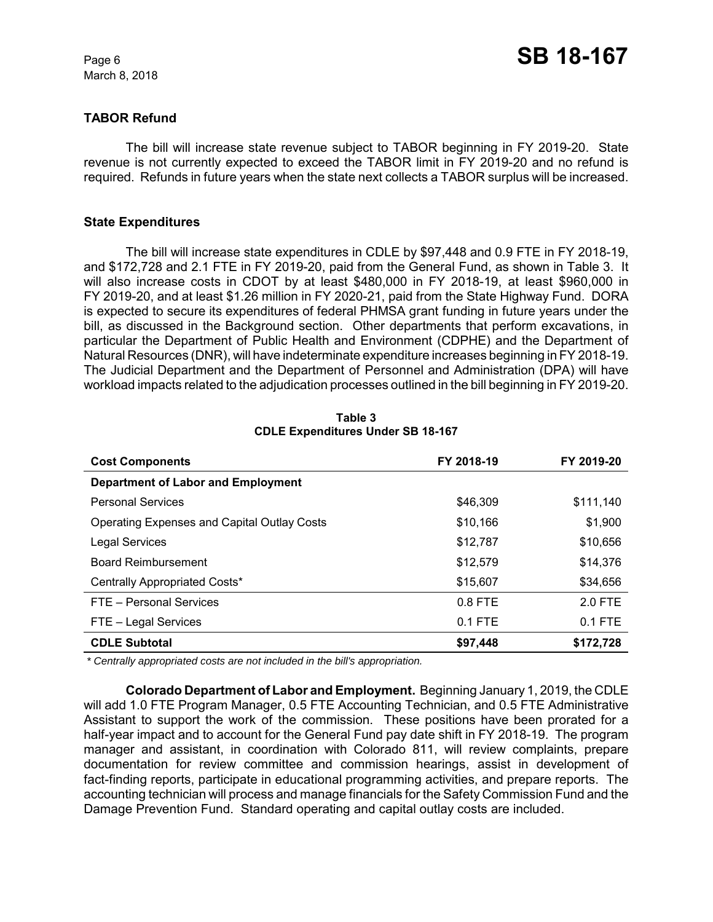## TABOR Refund

The bill will increase state revenue subject to TABOR beginning in FY 2019-20. State revenue is not currently expected to exceed the TABOR limit in FY 2019-20 and no refund is required. Refunds in future years when the state next collects a TABOR surplus will be increased.

## State Expenditures

The bill will increase state expenditures in CDLE by $97,448 and 0.9 FTE in FY 2018-19, and $172,728 and 2.1 FTE in FY 2019-20, paid from the General Fund, as shown in Table 3. It will also increase costs in CDOT by at least $480,000 in FY 2018-19, at least $960,000 in FY 2019-20, and at least $1.26 million in FY 2020-21, paid from the State Highway Fund. DORA is expected to secure its expenditures of federal PHMSA grant funding in future years under the bill, as discussed in the Background section. Other departments that perform excavations, in particular the Department of Public Health and Environment (CDPHE) and the Department of Natural Resources (DNR), will have indeterminate expenditure increases beginning in FY 2018-19. The Judicial Department and the Department of Personnel and Administration (DPA) will have workload impacts related to the adjudication processes outlined in the bill beginning in FY 2019-20.

**Table 3**
**CDLE Expenditures Under SB 18-167**

| Cost Components | FY 2018-19 | FY 2019-20 |
|---|---|---|
| **Department of Labor and Employment** | | |
| Personal Services | $46,309 | $111,140 |
| Operating Expenses and Capital Outlay Costs | $10,166 | $1,900 |
| Legal Services | $12,787 | $10,656 |
| Board Reimbursement | $12,579 | $14,376 |
| Centrally Appropriated Costs* | $15,607 | $34,656 |
| FTE – Personal Services | 0.8 FTE | 2.0 FTE |
| FTE – Legal Services | 0.1 FTE | 0.1 FTE |
| **CDLE Subtotal** | **$97,448** | **$172,728** |

*\* Centrally appropriated costs are not included in the bill's appropriation.*

**Colorado Department of Labor and Employment.** Beginning January 1, 2019, the CDLE will add 1.0 FTE Program Manager, 0.5 FTE Accounting Technician, and 0.5 FTE Administrative Assistant to support the work of the commission. These positions have been prorated for a half-year impact and to account for the General Fund pay date shift in FY 2018-19. The program manager and assistant, in coordination with Colorado 811, will review complaints, prepare documentation for review committee and commission hearings, assist in development of fact-finding reports, participate in educational programming activities, and prepare reports. The accounting technician will process and manage financials for the Safety Commission Fund and the Damage Prevention Fund. Standard operating and capital outlay costs are included.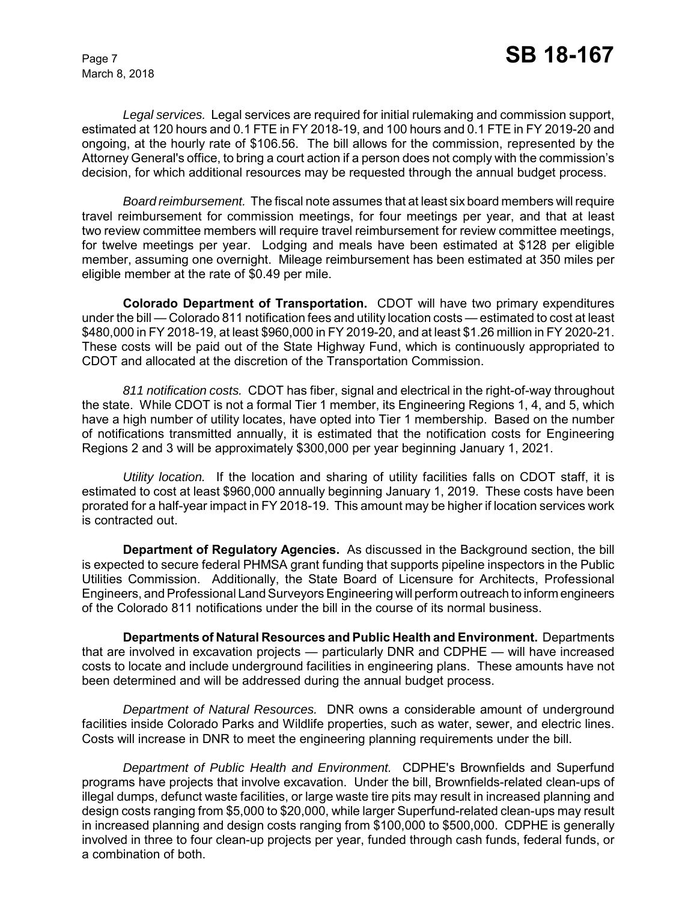*Legal services.* Legal services are required for initial rulemaking and commission support, estimated at 120 hours and 0.1 FTE in FY 2018-19, and 100 hours and 0.1 FTE in FY 2019-20 and ongoing, at the hourly rate of $106.56. The bill allows for the commission, represented by the Attorney General's office, to bring a court action if a person does not comply with the commission's decision, for which additional resources may be requested through the annual budget process.

*Board reimbursement.* The fiscal note assumes that at least six board members will require travel reimbursement for commission meetings, for four meetings per year, and that at least two review committee members will require travel reimbursement for review committee meetings, for twelve meetings per year. Lodging and meals have been estimated at $128 per eligible member, assuming one overnight. Mileage reimbursement has been estimated at 350 miles per eligible member at the rate of $0.49 per mile.

**Colorado Department of Transportation.** CDOT will have two primary expenditures under the bill — Colorado 811 notification fees and utility location costs — estimated to cost at least $480,000 in FY 2018-19, at least $960,000 in FY 2019-20, and at least $1.26 million in FY 2020-21. These costs will be paid out of the State Highway Fund, which is continuously appropriated to CDOT and allocated at the discretion of the Transportation Commission.

*811 notification costs.* CDOT has fiber, signal and electrical in the right-of-way throughout the state. While CDOT is not a formal Tier 1 member, its Engineering Regions 1, 4, and 5, which have a high number of utility locates, have opted into Tier 1 membership. Based on the number of notifications transmitted annually, it is estimated that the notification costs for Engineering Regions 2 and 3 will be approximately $300,000 per year beginning January 1, 2021.

*Utility location.* If the location and sharing of utility facilities falls on CDOT staff, it is estimated to cost at least $960,000 annually beginning January 1, 2019. These costs have been prorated for a half-year impact in FY 2018-19. This amount may be higher if location services work is contracted out.

**Department of Regulatory Agencies.** As discussed in the Background section, the bill is expected to secure federal PHMSA grant funding that supports pipeline inspectors in the Public Utilities Commission. Additionally, the State Board of Licensure for Architects, Professional Engineers, and Professional Land Surveyors Engineering will perform outreach to inform engineers of the Colorado 811 notifications under the bill in the course of its normal business.

**Departments of Natural Resources and Public Health and Environment.** Departments that are involved in excavation projects — particularly DNR and CDPHE — will have increased costs to locate and include underground facilities in engineering plans. These amounts have not been determined and will be addressed during the annual budget process.

*Department of Natural Resources.* DNR owns a considerable amount of underground facilities inside Colorado Parks and Wildlife properties, such as water, sewer, and electric lines. Costs will increase in DNR to meet the engineering planning requirements under the bill.

*Department of Public Health and Environment.* CDPHE's Brownfields and Superfund programs have projects that involve excavation. Under the bill, Brownfields-related clean-ups of illegal dumps, defunct waste facilities, or large waste tire pits may result in increased planning and design costs ranging from $5,000 to $20,000, while larger Superfund-related clean-ups may result in increased planning and design costs ranging from $100,000 to $500,000. CDPHE is generally involved in three to four clean-up projects per year, funded through cash funds, federal funds, or a combination of both.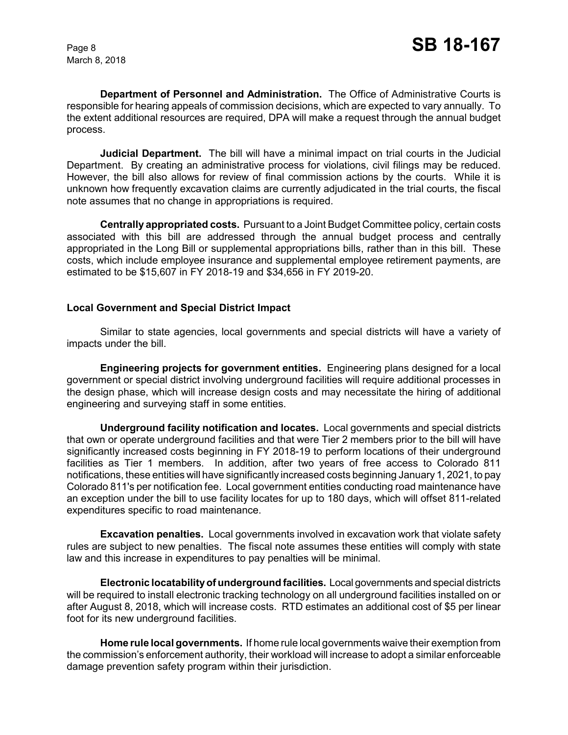**Department of Personnel and Administration.** The Office of Administrative Courts is responsible for hearing appeals of commission decisions, which are expected to vary annually. To the extent additional resources are required, DPA will make a request through the annual budget process.

**Judicial Department.** The bill will have a minimal impact on trial courts in the Judicial Department. By creating an administrative process for violations, civil filings may be reduced. However, the bill also allows for review of final commission actions by the courts. While it is unknown how frequently excavation claims are currently adjudicated in the trial courts, the fiscal note assumes that no change in appropriations is required.

**Centrally appropriated costs.** Pursuant to a Joint Budget Committee policy, certain costs associated with this bill are addressed through the annual budget process and centrally appropriated in the Long Bill or supplemental appropriations bills, rather than in this bill. These costs, which include employee insurance and supplemental employee retirement payments, are estimated to be $15,607 in FY 2018-19 and $34,656 in FY 2019-20.

### Local Government and Special District Impact

Similar to state agencies, local governments and special districts will have a variety of impacts under the bill.

**Engineering projects for government entities.** Engineering plans designed for a local government or special district involving underground facilities will require additional processes in the design phase, which will increase design costs and may necessitate the hiring of additional engineering and surveying staff in some entities.

**Underground facility notification and locates.** Local governments and special districts that own or operate underground facilities and that were Tier 2 members prior to the bill will have significantly increased costs beginning in FY 2018-19 to perform locations of their underground facilities as Tier 1 members. In addition, after two years of free access to Colorado 811 notifications, these entities will have significantly increased costs beginning January 1, 2021, to pay Colorado 811's per notification fee. Local government entities conducting road maintenance have an exception under the bill to use facility locates for up to 180 days, which will offset 811-related expenditures specific to road maintenance.

**Excavation penalties.** Local governments involved in excavation work that violate safety rules are subject to new penalties. The fiscal note assumes these entities will comply with state law and this increase in expenditures to pay penalties will be minimal.

**Electronic locatability of underground facilities.** Local governments and special districts will be required to install electronic tracking technology on all underground facilities installed on or after August 8, 2018, which will increase costs. RTD estimates an additional cost of $5 per linear foot for its new underground facilities.

**Home rule local governments.** If home rule local governments waive their exemption from the commission's enforcement authority, their workload will increase to adopt a similar enforceable damage prevention safety program within their jurisdiction.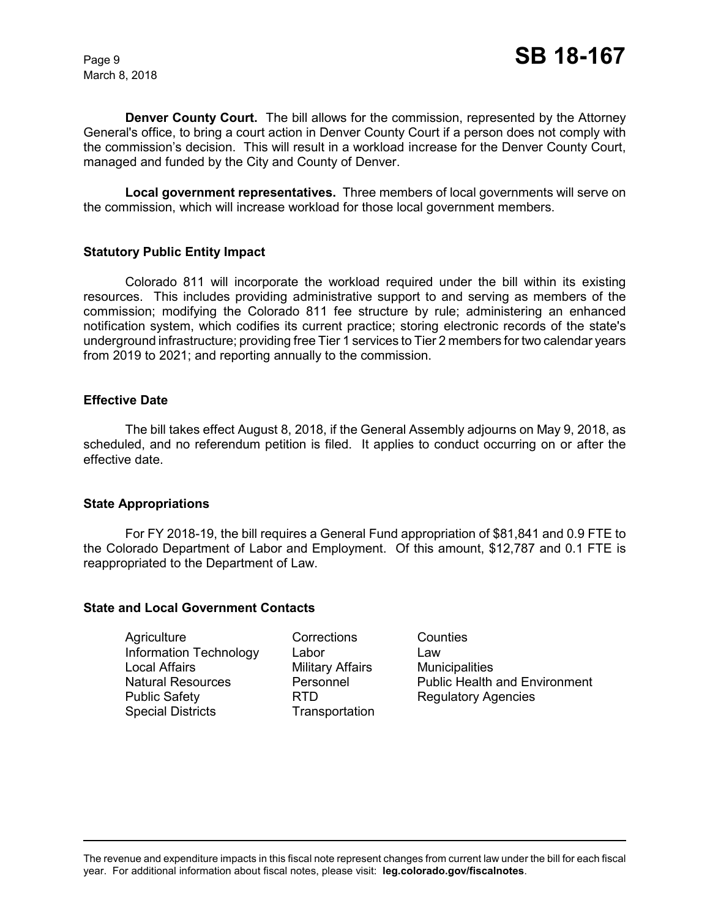**Denver County Court.** The bill allows for the commission, represented by the Attorney General's office, to bring a court action in Denver County Court if a person does not comply with the commission's decision. This will result in a workload increase for the Denver County Court, managed and funded by the City and County of Denver.

**Local government representatives.** Three members of local governments will serve on the commission, which will increase workload for those local government members.

### Statutory Public Entity Impact

Colorado 811 will incorporate the workload required under the bill within its existing resources. This includes providing administrative support to and serving as members of the commission; modifying the Colorado 811 fee structure by rule; administering an enhanced notification system, which codifies its current practice; storing electronic records of the state's underground infrastructure; providing free Tier 1 services to Tier 2 members for two calendar years from 2019 to 2021; and reporting annually to the commission.

### Effective Date

The bill takes effect August 8, 2018, if the General Assembly adjourns on May 9, 2018, as scheduled, and no referendum petition is filed. It applies to conduct occurring on or after the effective date.

### State Appropriations

For FY 2018-19, the bill requires a General Fund appropriation of $81,841 and 0.9 FTE to the Colorado Department of Labor and Employment. Of this amount, $12,787 and 0.1 FTE is reappropriated to the Department of Law.

### State and Local Government Contacts

| | | |
|---|---|---|
| Agriculture | Corrections | Counties |
| Information Technology | Labor | Law |
| Local Affairs | Military Affairs | Municipalities |
| Natural Resources | Personnel | Public Health and Environment |
| Public Safety | RTD | Regulatory Agencies |
| Special Districts | Transportation | |

The revenue and expenditure impacts in this fiscal note represent changes from current law under the bill for each fiscal year. For additional information about fiscal notes, please visit: **leg.colorado.gov/fiscalnotes**.